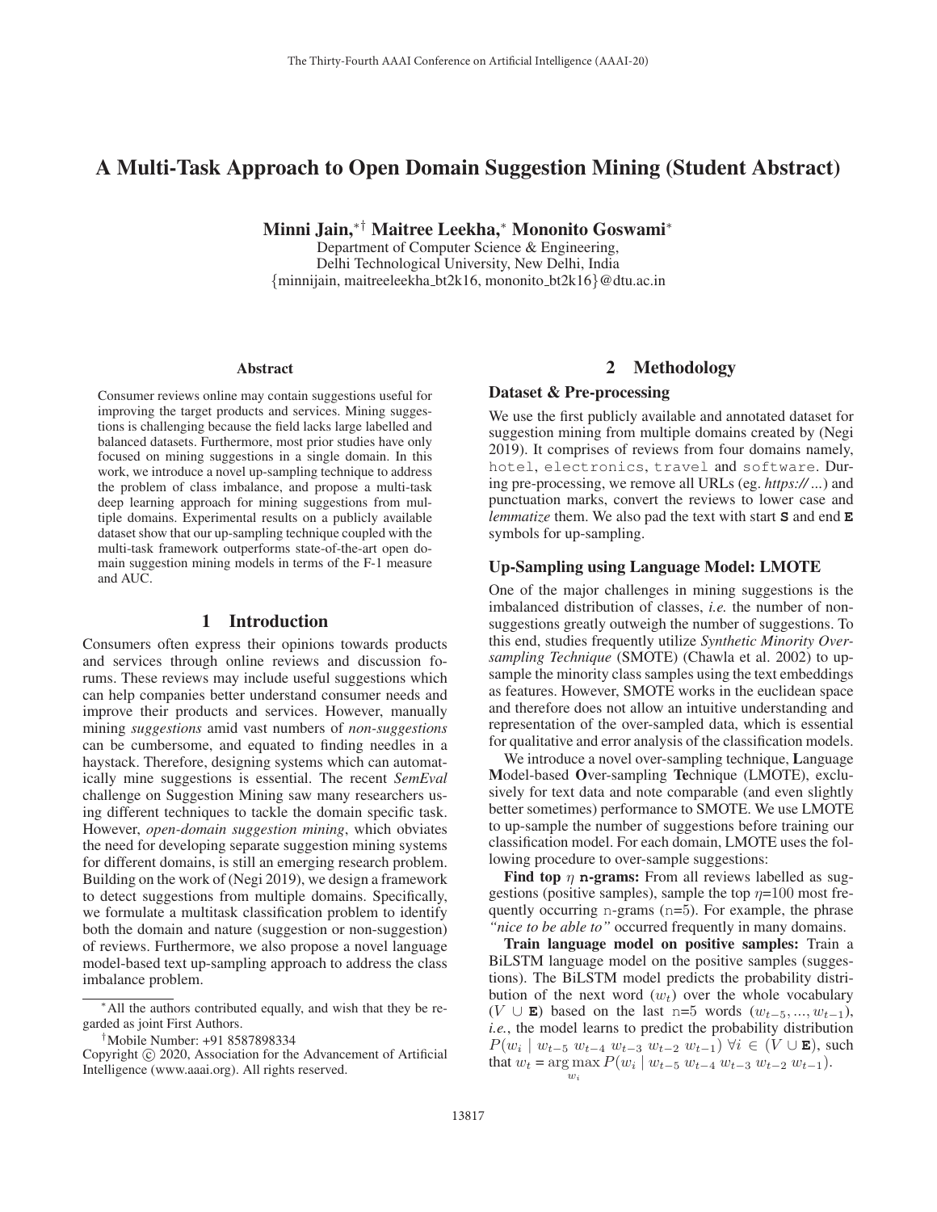# A Multi-Task Approach to Open Domain Suggestion Mining (Student Abstract)

**Minni Jain,**[*†] **Maitree Leekha,**[*] **Mononito Goswami**[*]

Department of Computer Science & Engineering,
Delhi Technological University, New Delhi, India
{minnijain, maitreeleekha_bt2k16, mononito_bt2k16}@dtu.ac.in

## Abstract

Consumer reviews online may contain suggestions useful for improving the target products and services. Mining suggestions is challenging because the field lacks large labelled and balanced datasets. Furthermore, most prior studies have only focused on mining suggestions in a single domain. In this work, we introduce a novel up-sampling technique to address the problem of class imbalance, and propose a multi-task deep learning approach for mining suggestions from multiple domains. Experimental results on a publicly available dataset show that our up-sampling technique coupled with the multi-task framework outperforms state-of-the-art open domain suggestion mining models in terms of the F-1 measure and AUC.

## 1 Introduction

Consumers often express their opinions towards products and services through online reviews and discussion forums. These reviews may include useful suggestions which can help companies better understand consumer needs and improve their products and services. However, manually mining *suggestions* amid vast numbers of *non-suggestions* can be cumbersome, and equated to finding needles in a haystack. Therefore, designing systems which can automatically mine suggestions is essential. The recent *SemEval* challenge on Suggestion Mining saw many researchers using different techniques to tackle the domain specific task. However, *open-domain suggestion mining*, which obviates the need for developing separate suggestion mining systems for different domains, is still an emerging research problem. Building on the work of (Negi 2019), we design a framework to detect suggestions from multiple domains. Specifically, we formulate a multitask classification problem to identify both the domain and nature (suggestion or non-suggestion) of reviews. Furthermore, we also propose a novel language model-based text up-sampling approach to address the class imbalance problem.

[*]All the authors contributed equally, and wish that they be regarded as joint First Authors.

[†]Mobile Number: +91 8587898334

Copyright © 2020, Association for the Advancement of Artificial Intelligence (www.aaai.org). All rights reserved.

## 2 Methodology

### Dataset & Pre-processing

We use the first publicly available and annotated dataset for suggestion mining from multiple domains created by (Negi 2019). It comprises of reviews from four domains namely, `hotel`, `electronics`, `travel` and `software`. During pre-processing, we remove all URLs (eg. *https:// ...*) and punctuation marks, convert the reviews to lower case and *lemmatize* them. We also pad the text with start **S** and end **E** symbols for up-sampling.

### Up-Sampling using Language Model: LMOTE

One of the major challenges in mining suggestions is the imbalanced distribution of classes, *i.e.* the number of non-suggestions greatly outweigh the number of suggestions. To this end, studies frequently utilize *Synthetic Minority Oversampling Technique* (SMOTE) (Chawla et al. 2002) to up-sample the minority class samples using the text embeddings as features. However, SMOTE works in the euclidean space and therefore does not allow an intuitive understanding and representation of the over-sampled data, which is essential for qualitative and error analysis of the classification models.

We introduce a novel over-sampling technique, **L**anguage **M**odel-based **O**ver-sampling **Te**chnique (LMOTE), exclusively for text data and note comparable (and even slightly better sometimes) performance to SMOTE. We use LMOTE to up-sample the number of suggestions before training our classification model. For each domain, LMOTE uses the following procedure to over-sample suggestions:

**Find top $\eta$ n-grams:** From all reviews labelled as suggestions (positive samples), sample the top $\eta$=100 most frequently occurring n-grams (n=5). For example, the phrase *"nice to be able to"* occurred frequently in many domains.

**Train language model on positive samples:** Train a BiLSTM language model on the positive samples (suggestions). The BiLSTM model predicts the probability distribution of the next word ($w_t$) over the whole vocabulary ($V \cup \mathbf{E}$) based on the last n=5 words ($w_{t-5}, ..., w_{t-1}$), *i.e.*, the model learns to predict the probability distribution $P(w_i \mid w_{t-5}\ w_{t-4}\ w_{t-3}\ w_{t-2}\ w_{t-1})\ \forall i \in (V \cup \mathbf{E})$, such that $w_t = \arg\max_{w_i} P(w_i \mid w_{t-5}\ w_{t-4}\ w_{t-3}\ w_{t-2}\ w_{t-1})$.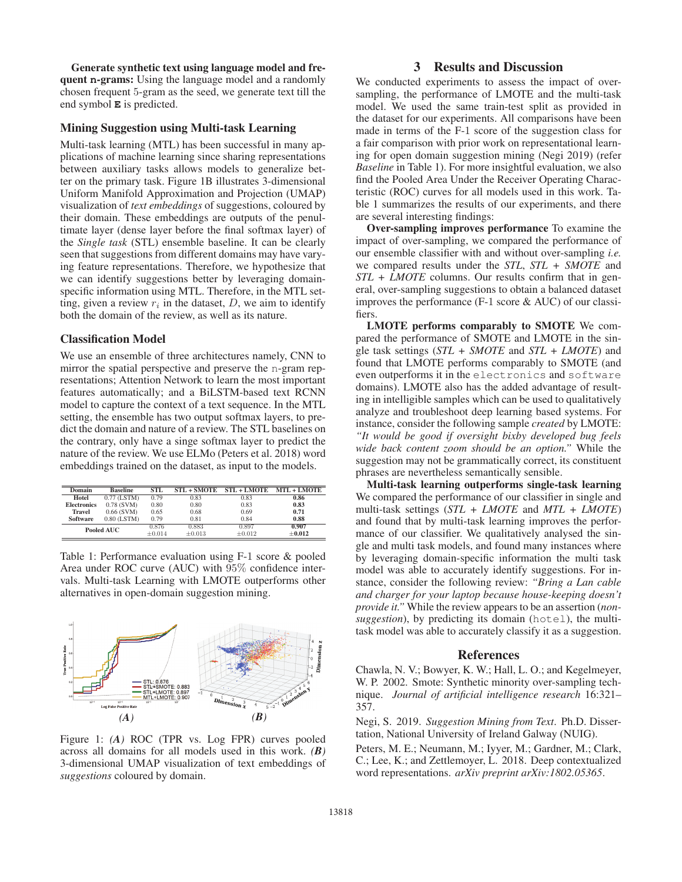**Generate synthetic text using language model and frequent n-grams:** Using the language model and a randomly chosen frequent 5-gram as the seed, we generate text till the end symbol **E** is predicted.

### Mining Suggestion using Multi-task Learning

Multi-task learning (MTL) has been successful in many applications of machine learning since sharing representations between auxiliary tasks allows models to generalize better on the primary task. Figure 1B illustrates 3-dimensional Uniform Manifold Approximation and Projection (UMAP) visualization of *text embeddings* of suggestions, coloured by their domain. These embeddings are outputs of the penultimate layer (dense layer before the final softmax layer) of the *Single task* (STL) ensemble baseline. It can be clearly seen that suggestions from different domains may have varying feature representations. Therefore, we hypothesize that we can identify suggestions better by leveraging domain-specific information using MTL. Therefore, in the MTL setting, given a review $r_i$ in the dataset, $D$, we aim to identify both the domain of the review, as well as its nature.

### Classification Model

We use an ensemble of three architectures namely, CNN to mirror the spatial perspective and preserve the n-gram representations; Attention Network to learn the most important features automatically; and a BiLSTM-based text RCNN model to capture the context of a text sequence. In the MTL setting, the ensemble has two output softmax layers, to predict the domain and nature of a review. The STL baselines on the contrary, only have a singe softmax layer to predict the nature of the review. We use ELMo (Peters et al. 2018) word embeddings trained on the dataset, as input to the models.

| Domain | Baseline | STL | STL + SMOTE | STL + LMOTE | MTL + LMOTE |
|---|---|---|---|---|---|
| Hotel | 0.77 (LSTM) | 0.79 | 0.83 | 0.83 | **0.86** |
| Electronics | 0.78 (SVM) | 0.80 | 0.80 | 0.83 | **0.83** |
| Travel | 0.66 (SVM) | 0.65 | 0.68 | 0.69 | **0.71** |
| Software | 0.80 (LSTM) | 0.79 | 0.81 | 0.84 | **0.88** |
| Pooled AUC | | 0.876 $\pm$0.014 | 0.883 $\pm$0.013 | 0.897 $\pm$0.012 | **0.907** **$\pm$0.012** |

Table 1: Performance evaluation using F-1 score & pooled Area under ROC curve (AUC) with 95% confidence intervals. Multi-task Learning with LMOTE outperforms other alternatives in open-domain suggestion mining.

True Positive Rate
Log False Positive Rate
STL: 0.876
STL+SMOTE: 0.883
STL+LMOTE: 0.897
MTL+LMOTE: 0.907
*(A)*

Dimension x
Dimension y
Dimension z
*(B)*

Figure 1: ***(A)*** ROC (TPR vs. Log FPR) curves pooled across all domains for all models used in this work. ***(B)*** 3-dimensional UMAP visualization of text embeddings of *suggestions* coloured by domain.

## 3 Results and Discussion

We conducted experiments to assess the impact of over-sampling, the performance of LMOTE and the multi-task model. We used the same train-test split as provided in the dataset for our experiments. All comparisons have been made in terms of the F-1 score of the suggestion class for a fair comparison with prior work on representational learning for open domain suggestion mining (Negi 2019) (refer *Baseline* in Table 1). For more insightful evaluation, we also find the Pooled Area Under the Receiver Operating Characteristic (ROC) curves for all models used in this work. Table 1 summarizes the results of our experiments, and there are several interesting findings:

**Over-sampling improves performance** To examine the impact of over-sampling, we compared the performance of our ensemble classifier with and without over-sampling *i.e.* we compared results under the *STL*, *STL + SMOTE* and *STL + LMOTE* columns. Our results confirm that in general, over-sampling suggestions to obtain a balanced dataset improves the performance (F-1 score & AUC) of our classifiers.

**LMOTE performs comparably to SMOTE** We compared the performance of SMOTE and LMOTE in the single task settings (*STL + SMOTE* and *STL + LMOTE*) and found that LMOTE performs comparably to SMOTE (and even outperforms it in the `electronics` and `software` domains). LMOTE also has the added advantage of resulting in intelligible samples which can be used to qualitatively analyze and troubleshoot deep learning based systems. For instance, consider the following sample *created* by LMOTE: *"It would be good if oversight bixby developed bug feels wide back content zoom should be an option."* While the suggestion may not be grammatically correct, its constituent phrases are nevertheless semantically sensible.

**Multi-task learning outperforms single-task learning** We compared the performance of our classifier in single and multi-task settings (*STL + LMOTE* and *MTL + LMOTE*) and found that by multi-task learning improves the performance of our classifier. We qualitatively analysed the single and multi task models, and found many instances where by leveraging domain-specific information the multi task model was able to accurately identify suggestions. For instance, consider the following review: *"Bring a Lan cable and charger for your laptop because house-keeping doesn't provide it."* While the review appears to be an assertion (*non-suggestion*), by predicting its domain (`hotel`), the multi-task model was able to accurately classify it as a suggestion.

## References

Chawla, N. V.; Bowyer, K. W.; Hall, L. O.; and Kegelmeyer, W. P. 2002. Smote: Synthetic minority over-sampling technique. *Journal of artificial intelligence research* 16:321–357.

Negi, S. 2019. *Suggestion Mining from Text*. Ph.D. Dissertation, National University of Ireland Galway (NUIG).

Peters, M. E.; Neumann, M.; Iyyer, M.; Gardner, M.; Clark, C.; Lee, K.; and Zettlemoyer, L. 2018. Deep contextualized word representations. *arXiv preprint arXiv:1802.05365*.